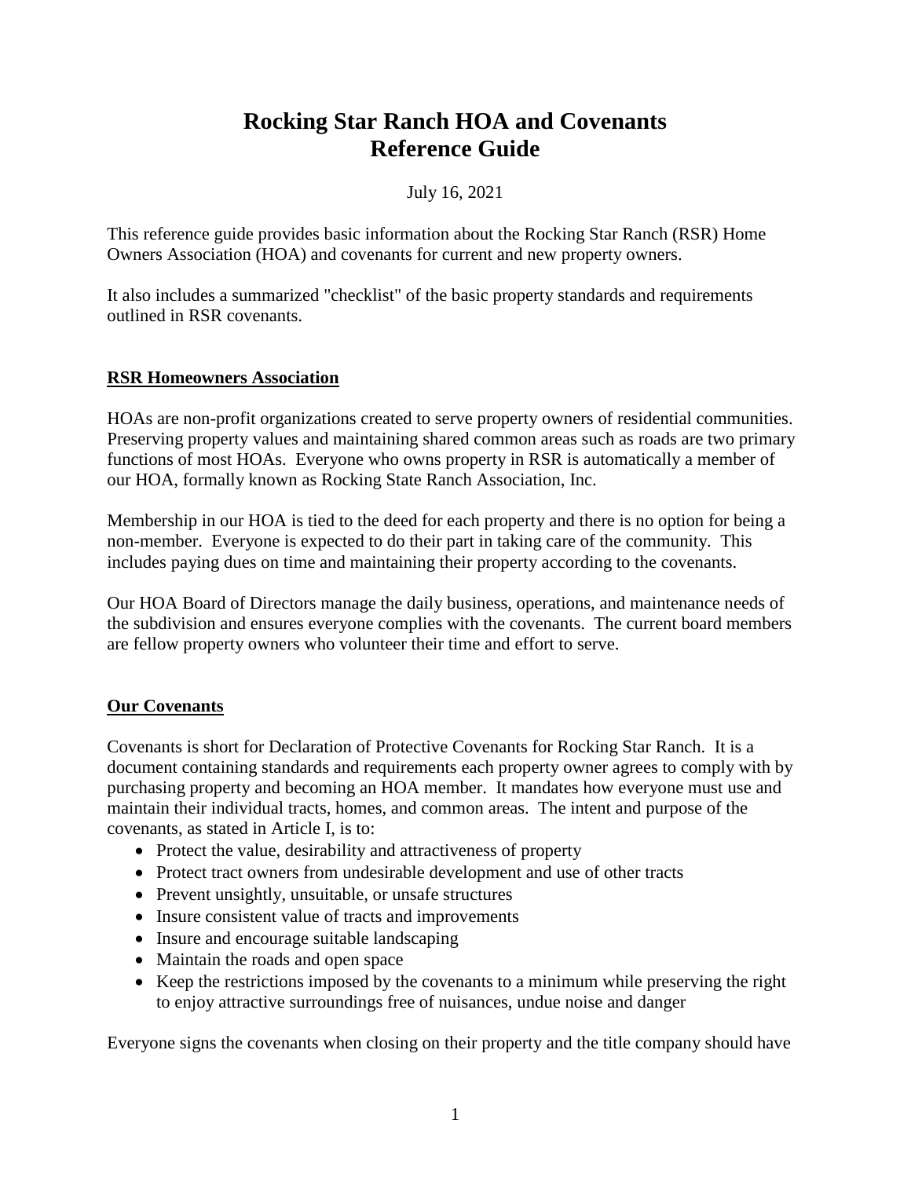# Rocking Star Ranch HOA and Covenants Reference Guide

July 16, 2021

This reference guide provides basic information about the Rocking Star Ranch (RSR) Home Owners Association (HOA) and covenants for current and new property owners.

It also includes a summarized "checklist" of the basic property standards and requirements outlined in RSR covenants.

## RSR Homeowners Association

HOAs are non-profit organizations created to serve property owners of residential communities. Preserving property values and maintaining shared common areas such as roads are two primary functions of most HOAs. Everyone who owns property in RSR is automatically a member of our HOA, formally known as Rocking State Ranch Association, Inc.

Membership in our HOA is tied to the deed for each property and there is no option for being a non-member. Everyone is expected to do their part in taking care of the community. This includes paying dues on time and maintaining their property according to the covenants.

Our HOA Board of Directors manage the daily business, operations, and maintenance needs of the subdivision and ensures everyone complies with the covenants. The current board members are fellow property owners who volunteer their time and effort to serve.

## Our Covenants

Covenants is short for Declaration of Protective Covenants for Rocking Star Ranch. It is a document containing standards and requirements each property owner agrees to comply with by purchasing property and becoming an HOA member. It mandates how everyone must use and maintain their individual tracts, homes, and common areas. The intent and purpose of the covenants, as stated in Article I, is to:

- Protect the value, desirability and attractiveness of property
- Protect tract owners from undesirable development and use of other tracts
- Prevent unsightly, unsuitable, or unsafe structures
- Insure consistent value of tracts and improvements
- Insure and encourage suitable landscaping
- Maintain the roads and open space
- Keep the restrictions imposed by the covenants to a minimum while preserving the right to enjoy attractive surroundings free of nuisances, undue noise and danger

Everyone signs the covenants when closing on their property and the title company should have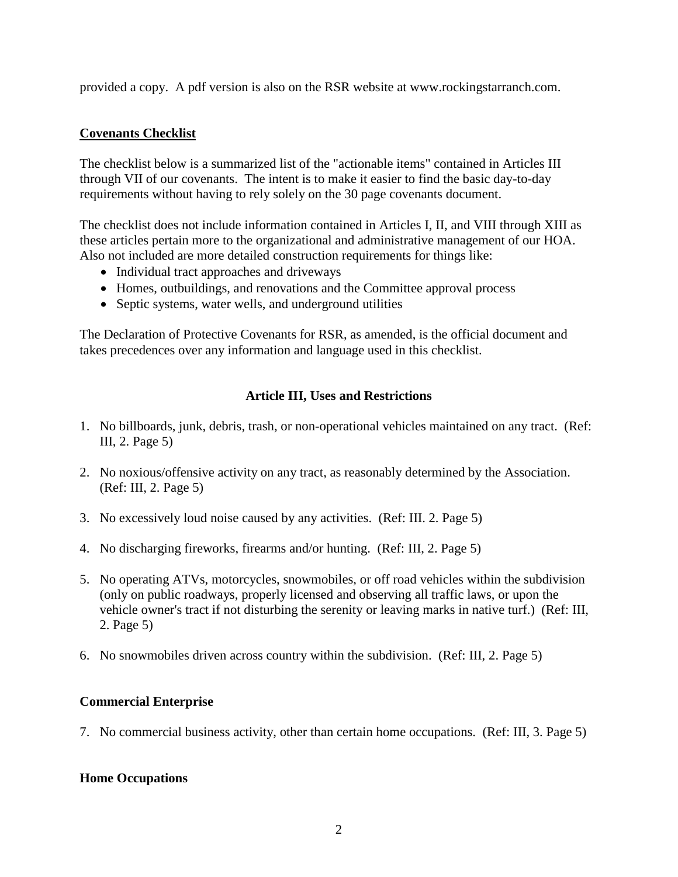provided a copy. A pdf version is also on the RSR website at www.rockingstarranch.com.

## Covenants Checklist

The checklist below is a summarized list of the "actionable items" contained in Articles III through VII of our covenants. The intent is to make it easier to find the basic day-to-day requirements without having to rely solely on the 30 page covenants document.

The checklist does not include information contained in Articles I, II, and VIII through XIII as these articles pertain more to the organizational and administrative management of our HOA. Also not included are more detailed construction requirements for things like:

- Individual tract approaches and driveways
- Homes, outbuildings, and renovations and the Committee approval process
- Septic systems, water wells, and underground utilities

The Declaration of Protective Covenants for RSR, as amended, is the official document and takes precedences over any information and language used in this checklist.

### Article III, Uses and Restrictions

1. No billboards, junk, debris, trash, or non-operational vehicles maintained on any tract. (Ref: III, 2. Page 5)

2. No noxious/offensive activity on any tract, as reasonably determined by the Association. (Ref: III, 2. Page 5)

3. No excessively loud noise caused by any activities. (Ref: III. 2. Page 5)

4. No discharging fireworks, firearms and/or hunting. (Ref: III, 2. Page 5)

5. No operating ATVs, motorcycles, snowmobiles, or off road vehicles within the subdivision (only on public roadways, properly licensed and observing all traffic laws, or upon the vehicle owner's tract if not disturbing the serenity or leaving marks in native turf.) (Ref: III, 2. Page 5)

6. No snowmobiles driven across country within the subdivision. (Ref: III, 2. Page 5)

### Commercial Enterprise

7. No commercial business activity, other than certain home occupations. (Ref: III, 3. Page 5)

### Home Occupations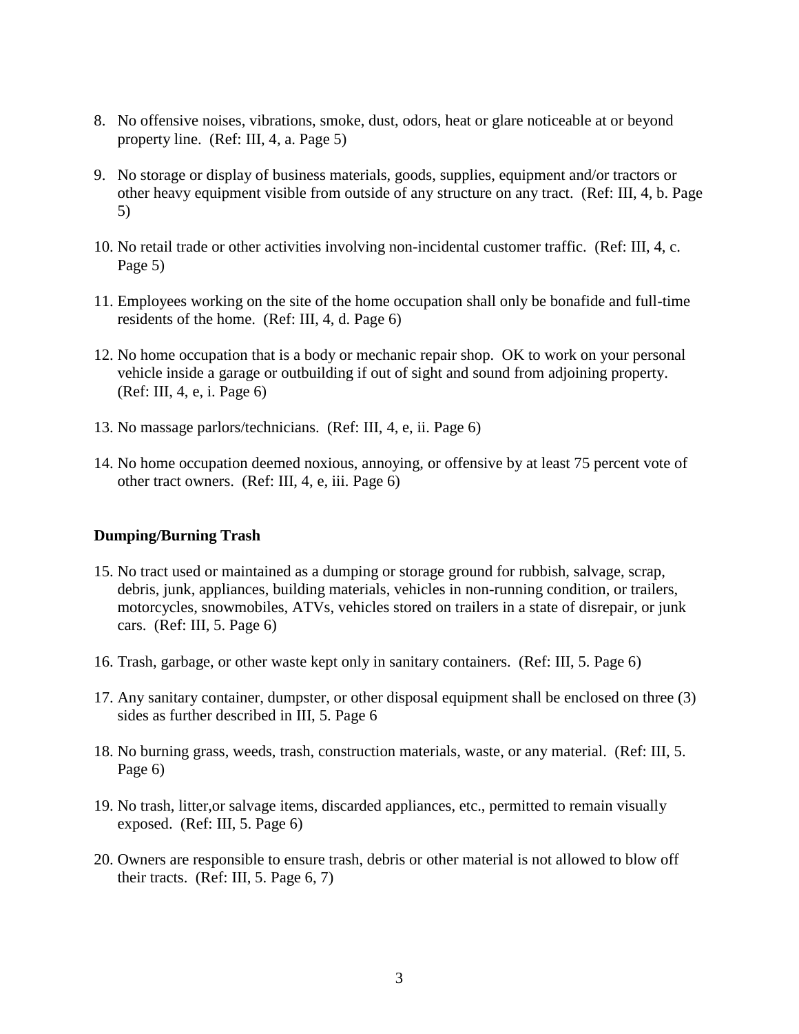8. No offensive noises, vibrations, smoke, dust, odors, heat or glare noticeable at or beyond property line. (Ref: III, 4, a. Page 5)

9. No storage or display of business materials, goods, supplies, equipment and/or tractors or other heavy equipment visible from outside of any structure on any tract. (Ref: III, 4, b. Page 5)

10. No retail trade or other activities involving non-incidental customer traffic. (Ref: III, 4, c. Page 5)

11. Employees working on the site of the home occupation shall only be bonafide and full-time residents of the home. (Ref: III, 4, d. Page 6)

12. No home occupation that is a body or mechanic repair shop. OK to work on your personal vehicle inside a garage or outbuilding if out of sight and sound from adjoining property. (Ref: III, 4, e, i. Page 6)

13. No massage parlors/technicians. (Ref: III, 4, e, ii. Page 6)

14. No home occupation deemed noxious, annoying, or offensive by at least 75 percent vote of other tract owners. (Ref: III, 4, e, iii. Page 6)

**Dumping/Burning Trash**

15. No tract used or maintained as a dumping or storage ground for rubbish, salvage, scrap, debris, junk, appliances, building materials, vehicles in non-running condition, or trailers, motorcycles, snowmobiles, ATVs, vehicles stored on trailers in a state of disrepair, or junk cars. (Ref: III, 5. Page 6)

16. Trash, garbage, or other waste kept only in sanitary containers. (Ref: III, 5. Page 6)

17. Any sanitary container, dumpster, or other disposal equipment shall be enclosed on three (3) sides as further described in III, 5. Page 6

18. No burning grass, weeds, trash, construction materials, waste, or any material. (Ref: III, 5. Page 6)

19. No trash, litter,or salvage items, discarded appliances, etc., permitted to remain visually exposed. (Ref: III, 5. Page 6)

20. Owners are responsible to ensure trash, debris or other material is not allowed to blow off their tracts. (Ref: III, 5. Page 6, 7)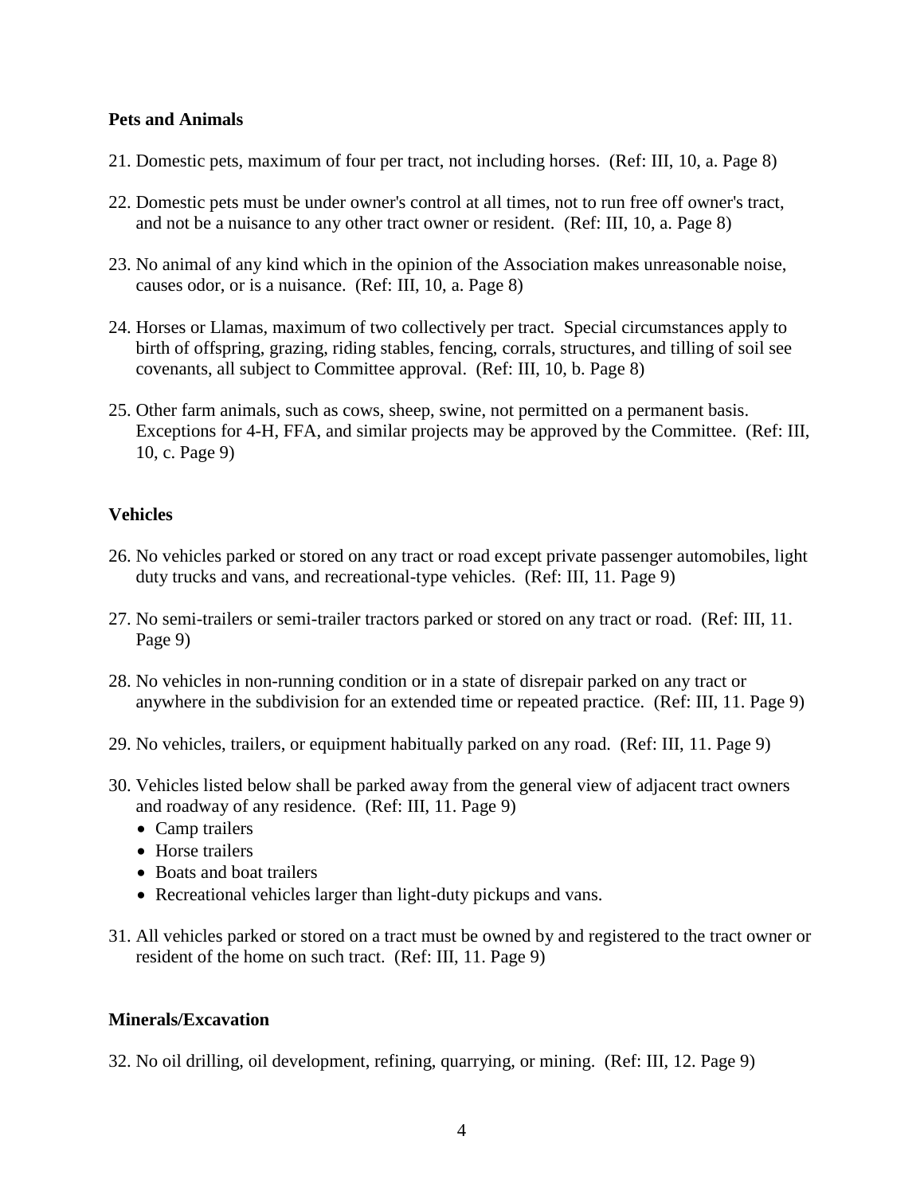**Pets and Animals**

21. Domestic pets, maximum of four per tract, not including horses. (Ref: III, 10, a. Page 8)

22. Domestic pets must be under owner's control at all times, not to run free off owner's tract, and not be a nuisance to any other tract owner or resident. (Ref: III, 10, a. Page 8)

23. No animal of any kind which in the opinion of the Association makes unreasonable noise, causes odor, or is a nuisance. (Ref: III, 10, a. Page 8)

24. Horses or Llamas, maximum of two collectively per tract. Special circumstances apply to birth of offspring, grazing, riding stables, fencing, corrals, structures, and tilling of soil see covenants, all subject to Committee approval. (Ref: III, 10, b. Page 8)

25. Other farm animals, such as cows, sheep, swine, not permitted on a permanent basis. Exceptions for 4-H, FFA, and similar projects may be approved by the Committee. (Ref: III, 10, c. Page 9)

**Vehicles**

26. No vehicles parked or stored on any tract or road except private passenger automobiles, light duty trucks and vans, and recreational-type vehicles. (Ref: III, 11. Page 9)

27. No semi-trailers or semi-trailer tractors parked or stored on any tract or road. (Ref: III, 11. Page 9)

28. No vehicles in non-running condition or in a state of disrepair parked on any tract or anywhere in the subdivision for an extended time or repeated practice. (Ref: III, 11. Page 9)

29. No vehicles, trailers, or equipment habitually parked on any road. (Ref: III, 11. Page 9)

30. Vehicles listed below shall be parked away from the general view of adjacent tract owners and roadway of any residence. (Ref: III, 11. Page 9)
    - Camp trailers
    - Horse trailers
    - Boats and boat trailers
    - Recreational vehicles larger than light-duty pickups and vans.

31. All vehicles parked or stored on a tract must be owned by and registered to the tract owner or resident of the home on such tract. (Ref: III, 11. Page 9)

**Minerals/Excavation**

32. No oil drilling, oil development, refining, quarrying, or mining. (Ref: III, 12. Page 9)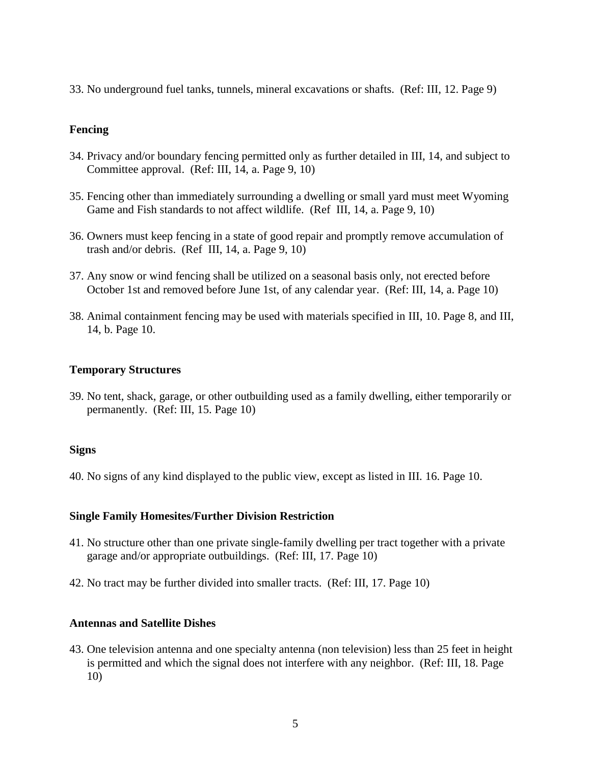33. No underground fuel tanks, tunnels, mineral excavations or shafts. (Ref: III, 12. Page 9)

### Fencing

34. Privacy and/or boundary fencing permitted only as further detailed in III, 14, and subject to Committee approval. (Ref: III, 14, a. Page 9, 10)

35. Fencing other than immediately surrounding a dwelling or small yard must meet Wyoming Game and Fish standards to not affect wildlife. (Ref III, 14, a. Page 9, 10)

36. Owners must keep fencing in a state of good repair and promptly remove accumulation of trash and/or debris. (Ref III, 14, a. Page 9, 10)

37. Any snow or wind fencing shall be utilized on a seasonal basis only, not erected before October 1st and removed before June 1st, of any calendar year. (Ref: III, 14, a. Page 10)

38. Animal containment fencing may be used with materials specified in III, 10. Page 8, and III, 14, b. Page 10.

### Temporary Structures

39. No tent, shack, garage, or other outbuilding used as a family dwelling, either temporarily or permanently. (Ref: III, 15. Page 10)

### Signs

40. No signs of any kind displayed to the public view, except as listed in III. 16. Page 10.

### Single Family Homesites/Further Division Restriction

41. No structure other than one private single-family dwelling per tract together with a private garage and/or appropriate outbuildings. (Ref: III, 17. Page 10)

42. No tract may be further divided into smaller tracts. (Ref: III, 17. Page 10)

### Antennas and Satellite Dishes

43. One television antenna and one specialty antenna (non television) less than 25 feet in height is permitted and which the signal does not interfere with any neighbor. (Ref: III, 18. Page 10)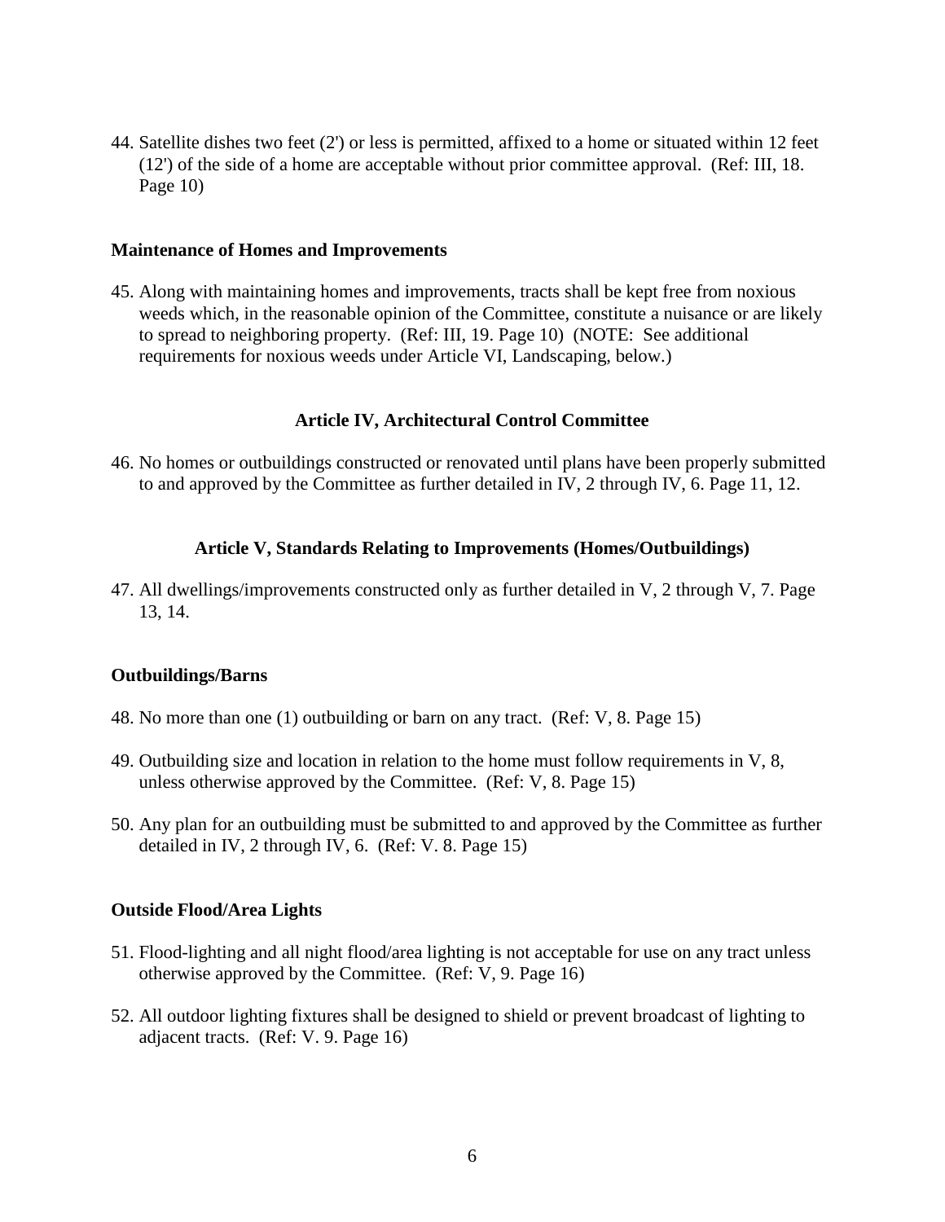44. Satellite dishes two feet (2') or less is permitted, affixed to a home or situated within 12 feet (12') of the side of a home are acceptable without prior committee approval. (Ref: III, 18. Page 10)

**Maintenance of Homes and Improvements**

45. Along with maintaining homes and improvements, tracts shall be kept free from noxious weeds which, in the reasonable opinion of the Committee, constitute a nuisance or are likely to spread to neighboring property. (Ref: III, 19. Page 10) (NOTE: See additional requirements for noxious weeds under Article VI, Landscaping, below.)

## Article IV, Architectural Control Committee

46. No homes or outbuildings constructed or renovated until plans have been properly submitted to and approved by the Committee as further detailed in IV, 2 through IV, 6. Page 11, 12.

## Article V, Standards Relating to Improvements (Homes/Outbuildings)

47. All dwellings/improvements constructed only as further detailed in V, 2 through V, 7. Page 13, 14.

**Outbuildings/Barns**

48. No more than one (1) outbuilding or barn on any tract. (Ref: V, 8. Page 15)

49. Outbuilding size and location in relation to the home must follow requirements in V, 8, unless otherwise approved by the Committee. (Ref: V, 8. Page 15)

50. Any plan for an outbuilding must be submitted to and approved by the Committee as further detailed in IV, 2 through IV, 6. (Ref: V. 8. Page 15)

**Outside Flood/Area Lights**

51. Flood-lighting and all night flood/area lighting is not acceptable for use on any tract unless otherwise approved by the Committee. (Ref: V, 9. Page 16)

52. All outdoor lighting fixtures shall be designed to shield or prevent broadcast of lighting to adjacent tracts. (Ref: V. 9. Page 16)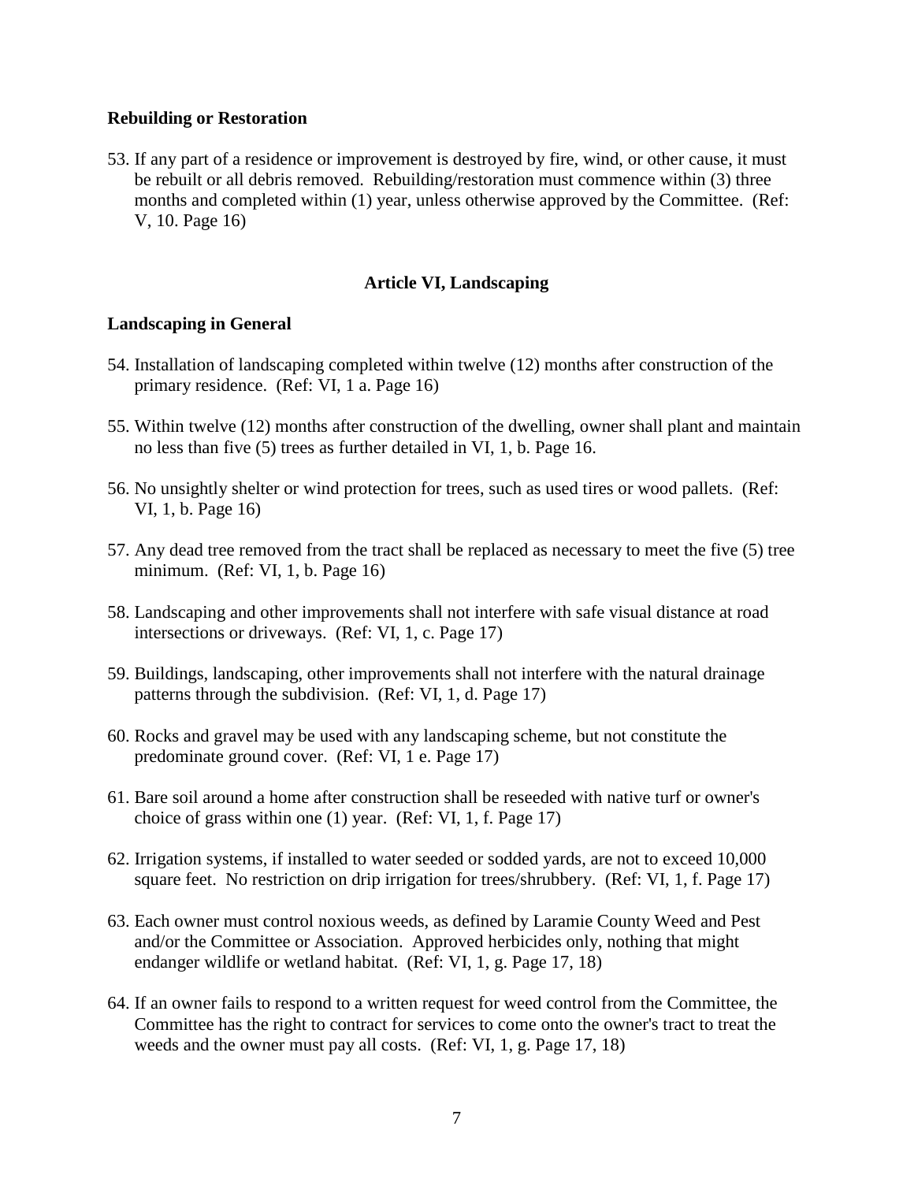**Rebuilding or Restoration**

53. If any part of a residence or improvement is destroyed by fire, wind, or other cause, it must be rebuilt or all debris removed. Rebuilding/restoration must commence within (3) three months and completed within (1) year, unless otherwise approved by the Committee. (Ref: V, 10. Page 16)

## Article VI, Landscaping

**Landscaping in General**

54. Installation of landscaping completed within twelve (12) months after construction of the primary residence. (Ref: VI, 1 a. Page 16)

55. Within twelve (12) months after construction of the dwelling, owner shall plant and maintain no less than five (5) trees as further detailed in VI, 1, b. Page 16.

56. No unsightly shelter or wind protection for trees, such as used tires or wood pallets. (Ref: VI, 1, b. Page 16)

57. Any dead tree removed from the tract shall be replaced as necessary to meet the five (5) tree minimum. (Ref: VI, 1, b. Page 16)

58. Landscaping and other improvements shall not interfere with safe visual distance at road intersections or driveways. (Ref: VI, 1, c. Page 17)

59. Buildings, landscaping, other improvements shall not interfere with the natural drainage patterns through the subdivision. (Ref: VI, 1, d. Page 17)

60. Rocks and gravel may be used with any landscaping scheme, but not constitute the predominate ground cover. (Ref: VI, 1 e. Page 17)

61. Bare soil around a home after construction shall be reseeded with native turf or owner's choice of grass within one (1) year. (Ref: VI, 1, f. Page 17)

62. Irrigation systems, if installed to water seeded or sodded yards, are not to exceed 10,000 square feet. No restriction on drip irrigation for trees/shrubbery. (Ref: VI, 1, f. Page 17)

63. Each owner must control noxious weeds, as defined by Laramie County Weed and Pest and/or the Committee or Association. Approved herbicides only, nothing that might endanger wildlife or wetland habitat. (Ref: VI, 1, g. Page 17, 18)

64. If an owner fails to respond to a written request for weed control from the Committee, the Committee has the right to contract for services to come onto the owner's tract to treat the weeds and the owner must pay all costs. (Ref: VI, 1, g. Page 17, 18)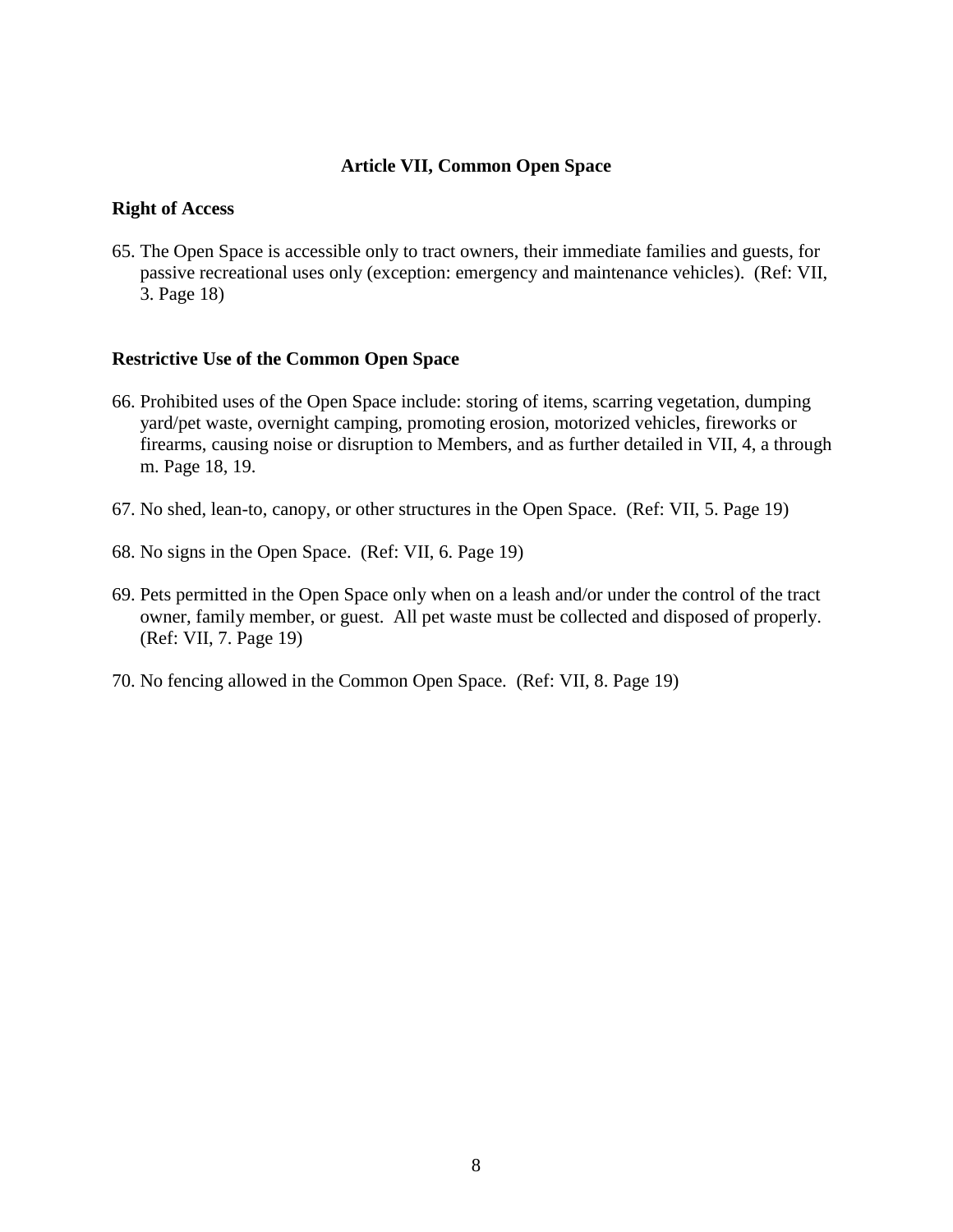## Article VII, Common Open Space

### Right of Access

65. The Open Space is accessible only to tract owners, their immediate families and guests, for passive recreational uses only (exception: emergency and maintenance vehicles). (Ref: VII, 3. Page 18)

### Restrictive Use of the Common Open Space

66. Prohibited uses of the Open Space include: storing of items, scarring vegetation, dumping yard/pet waste, overnight camping, promoting erosion, motorized vehicles, fireworks or firearms, causing noise or disruption to Members, and as further detailed in VII, 4, a through m. Page 18, 19.

67. No shed, lean-to, canopy, or other structures in the Open Space. (Ref: VII, 5. Page 19)

68. No signs in the Open Space. (Ref: VII, 6. Page 19)

69. Pets permitted in the Open Space only when on a leash and/or under the control of the tract owner, family member, or guest. All pet waste must be collected and disposed of properly. (Ref: VII, 7. Page 19)

70. No fencing allowed in the Common Open Space. (Ref: VII, 8. Page 19)